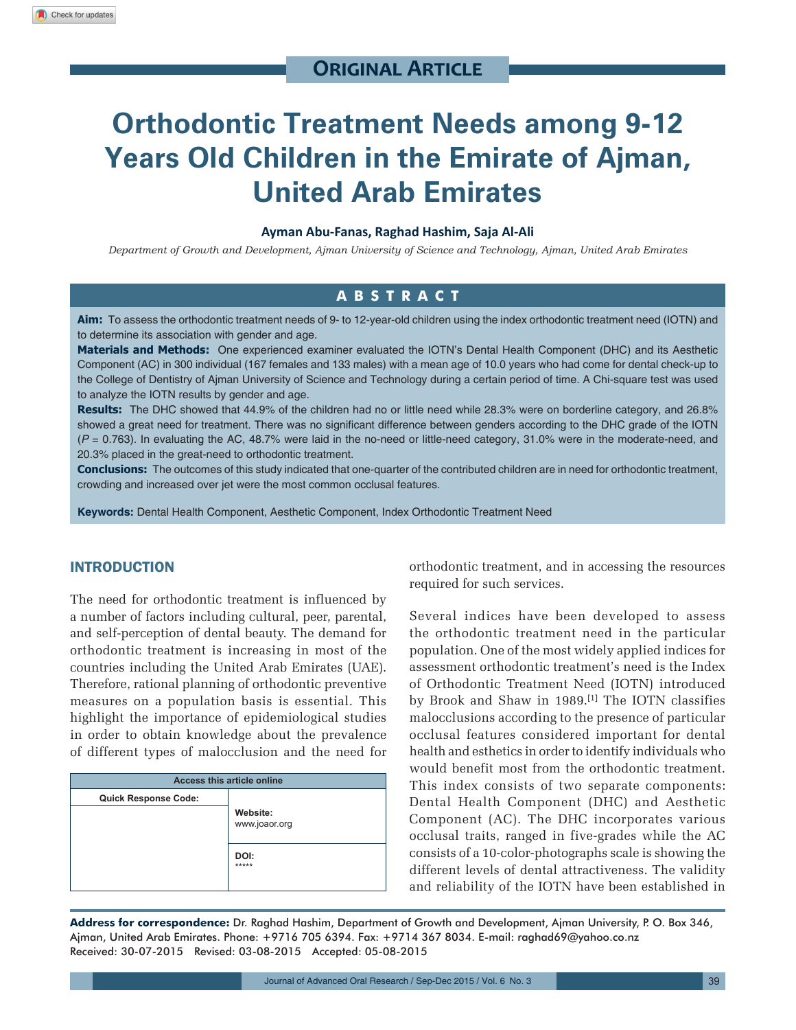ORIGINAL ARTICLE

# Orthodontic Treatment Needs among 9-12 Years Old Children in the Emirate of Ajman, United Arab Emirates

**Ayman Abu-Fanas, Raghad Hashim, Saja Al-Ali**

*Department of Growth and Development, Ajman University of Science and Technology, Ajman, United Arab Emirates*

## ABSTRACT

**Aim:** To assess the orthodontic treatment needs of 9- to 12-year-old children using the index orthodontic treatment need (IOTN) and to determine its association with gender and age.

**Materials and Methods:** One experienced examiner evaluated the IOTN's Dental Health Component (DHC) and its Aesthetic Component (AC) in 300 individual (167 females and 133 males) with a mean age of 10.0 years who had come for dental check-up to the College of Dentistry of Ajman University of Science and Technology during a certain period of time. A Chi-square test was used to analyze the IOTN results by gender and age.

**Results:** The DHC showed that 44.9% of the children had no or little need while 28.3% were on borderline category, and 26.8% showed a great need for treatment. There was no significant difference between genders according to the DHC grade of the IOTN ($P = 0.763$). In evaluating the AC, 48.7% were laid in the no-need or little-need category, 31.0% were in the moderate-need, and 20.3% placed in the great-need to orthodontic treatment.

**Conclusions:** The outcomes of this study indicated that one-quarter of the contributed children are in need for orthodontic treatment, crowding and increased over jet were the most common occlusal features.

**Keywords:** Dental Health Component, Aesthetic Component, Index Orthodontic Treatment Need

## INTRODUCTION

The need for orthodontic treatment is influenced by a number of factors including cultural, peer, parental, and self-perception of dental beauty. The demand for orthodontic treatment is increasing in most of the countries including the United Arab Emirates (UAE). Therefore, rational planning of orthodontic preventive measures on a population basis is essential. This highlight the importance of epidemiological studies in order to obtain knowledge about the prevalence of different types of malocclusion and the need for orthodontic treatment, and in accessing the resources required for such services.

Several indices have been developed to assess the orthodontic treatment need in the particular population. One of the most widely applied indices for assessment orthodontic treatment's need is the Index of Orthodontic Treatment Need (IOTN) introduced by Brook and Shaw in 1989.[1] The IOTN classifies malocclusions according to the presence of particular occlusal features considered important for dental health and esthetics in order to identify individuals who would benefit most from the orthodontic treatment. This index consists of two separate components: Dental Health Component (DHC) and Aesthetic Component (AC). The DHC incorporates various occlusal traits, ranged in five-grades while the AC consists of a 10-color-photographs scale is showing the different levels of dental attractiveness. The validity and reliability of the IOTN have been established in

| Access this article online | |
|---|---|
| Quick Response Code: | Website: www.joaor.org |
| | DOI: ***** |

**Address for correspondence:** Dr. Raghad Hashim, Department of Growth and Development, Ajman University, P. O. Box 346, Ajman, United Arab Emirates. Phone: +9716 705 6394. Fax: +9714 367 8034. E-mail: raghad69@yahoo.co.nz
Received: 30-07-2015 Revised: 03-08-2015 Accepted: 05-08-2015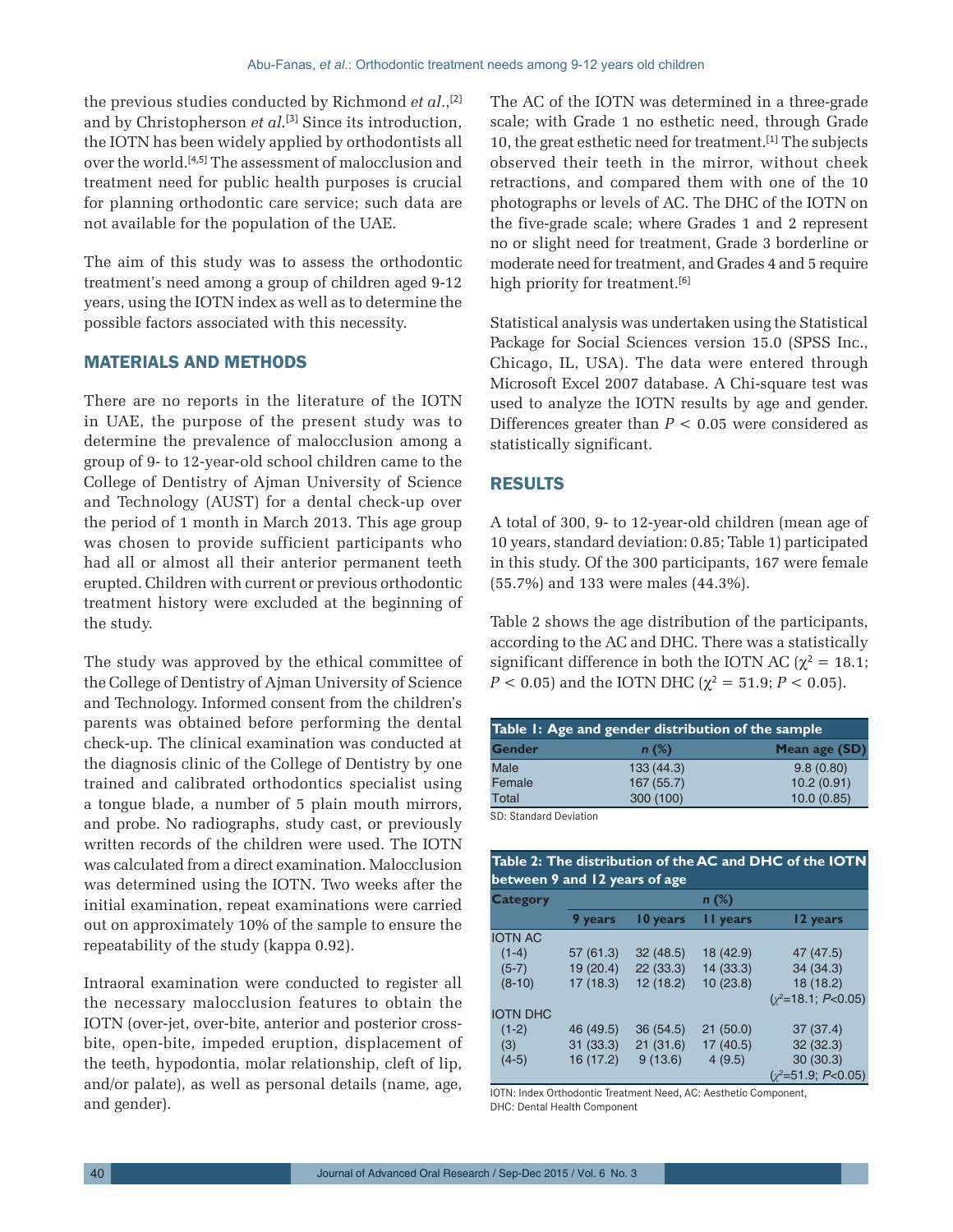the previous studies conducted by Richmond *et al*.,[2] and by Christopherson *et al*.[3] Since its introduction, the IOTN has been widely applied by orthodontists all over the world.[4,5] The assessment of malocclusion and treatment need for public health purposes is crucial for planning orthodontic care service; such data are not available for the population of the UAE.

The aim of this study was to assess the orthodontic treatment's need among a group of children aged 9-12 years, using the IOTN index as well as to determine the possible factors associated with this necessity.

## MATERIALS AND METHODS

There are no reports in the literature of the IOTN in UAE, the purpose of the present study was to determine the prevalence of malocclusion among a group of 9- to 12-year-old school children came to the College of Dentistry of Ajman University of Science and Technology (AUST) for a dental check-up over the period of 1 month in March 2013. This age group was chosen to provide sufficient participants who had all or almost all their anterior permanent teeth erupted. Children with current or previous orthodontic treatment history were excluded at the beginning of the study.

The study was approved by the ethical committee of the College of Dentistry of Ajman University of Science and Technology. Informed consent from the children's parents was obtained before performing the dental check-up. The clinical examination was conducted at the diagnosis clinic of the College of Dentistry by one trained and calibrated orthodontics specialist using a tongue blade, a number of 5 plain mouth mirrors, and probe. No radiographs, study cast, or previously written records of the children were used. The IOTN was calculated from a direct examination. Malocclusion was determined using the IOTN. Two weeks after the initial examination, repeat examinations were carried out on approximately 10% of the sample to ensure the repeatability of the study (kappa 0.92).

Intraoral examination were conducted to register all the necessary malocclusion features to obtain the IOTN (over-jet, over-bite, anterior and posterior cross-bite, open-bite, impeded eruption, displacement of the teeth, hypodontia, molar relationship, cleft of lip, and/or palate), as well as personal details (name, age, and gender).

The AC of the IOTN was determined in a three-grade scale; with Grade 1 no esthetic need, through Grade 10, the great esthetic need for treatment.[1] The subjects observed their teeth in the mirror, without cheek retractions, and compared them with one of the 10 photographs or levels of AC. The DHC of the IOTN on the five-grade scale; where Grades 1 and 2 represent no or slight need for treatment, Grade 3 borderline or moderate need for treatment, and Grades 4 and 5 require high priority for treatment.[6]

Statistical analysis was undertaken using the Statistical Package for Social Sciences version 15.0 (SPSS Inc., Chicago, IL, USA). The data were entered through Microsoft Excel 2007 database. A Chi-square test was used to analyze the IOTN results by age and gender. Differences greater than $P < 0.05$ were considered as statistically significant.

## RESULTS

A total of 300, 9- to 12-year-old children (mean age of 10 years, standard deviation: 0.85; Table 1) participated in this study. Of the 300 participants, 167 were female (55.7%) and 133 were males (44.3%).

Table 2 shows the age distribution of the participants, according to the AC and DHC. There was a statistically significant difference in both the IOTN AC ($\chi^2 = 18.1$; $P < 0.05$) and the IOTN DHC ($\chi^2 = 51.9$; $P < 0.05$).

**Table 1: Age and gender distribution of the sample**

| Gender | *n* (%) | Mean age (SD) |
|---|---|---|
| Male | 133 (44.3) | 9.8 (0.80) |
| Female | 167 (55.7) | 10.2 (0.91) |
| Total | 300 (100) | 10.0 (0.85) |

SD: Standard Deviation

**Table 2: The distribution of the AC and DHC of the IOTN between 9 and 12 years of age**

| Category | *n* (%) | | | |
|---|---|---|---|---|
| | 9 years | 10 years | 11 years | 12 years |
| IOTN AC | | | | |
| (1-4) | 57 (61.3) | 32 (48.5) | 18 (42.9) | 47 (47.5) |
| (5-7) | 19 (20.4) | 22 (33.3) | 14 (33.3) | 34 (34.3) |
| (8-10) | 17 (18.3) | 12 (18.2) | 10 (23.8) | 18 (18.2) |
| | | | | ($\chi^2$=18.1; $P$<0.05) |
| IOTN DHC | | | | |
| (1-2) | 46 (49.5) | 36 (54.5) | 21 (50.0) | 37 (37.4) |
| (3) | 31 (33.3) | 21 (31.6) | 17 (40.5) | 32 (32.3) |
| (4-5) | 16 (17.2) | 9 (13.6) | 4 (9.5) | 30 (30.3) |
| | | | | ($\chi^2$=51.9; $P$<0.05) |

IOTN: Index Orthodontic Treatment Need, AC: Aesthetic Component, DHC: Dental Health Component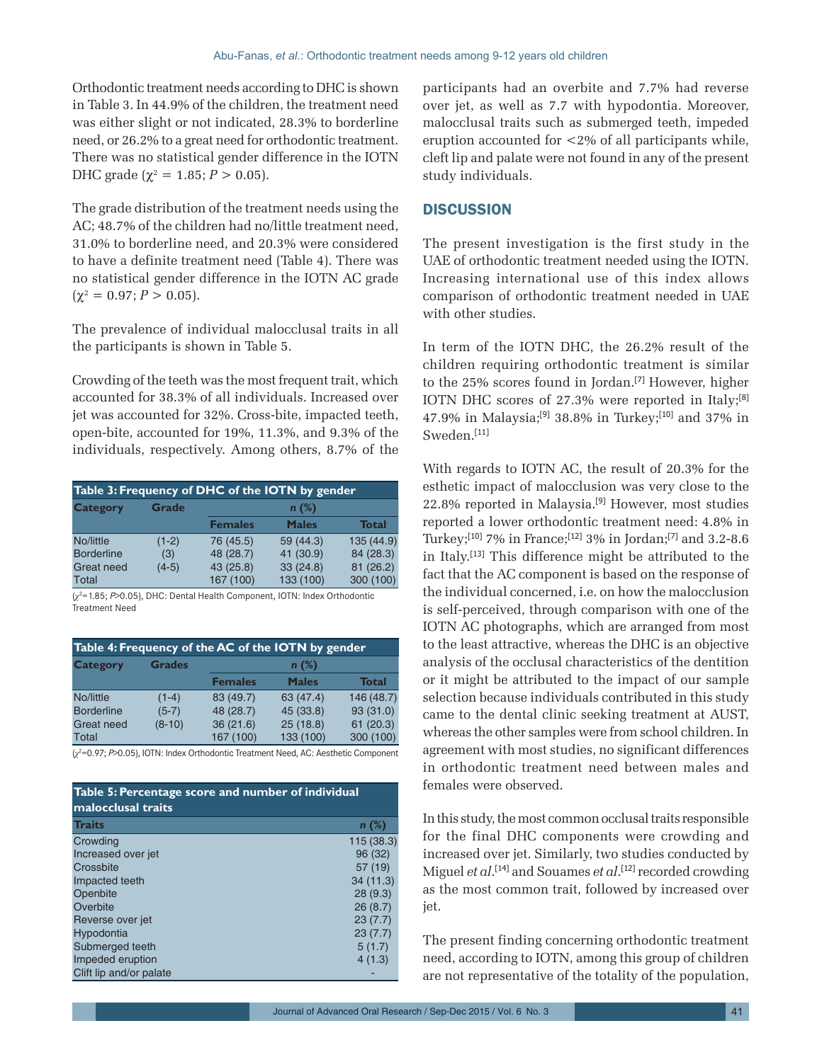Orthodontic treatment needs according to DHC is shown in Table 3. In 44.9% of the children, the treatment need was either slight or not indicated, 28.3% to borderline need, or 26.2% to a great need for orthodontic treatment. There was no statistical gender difference in the IOTN DHC grade ($\chi^2 = 1.85$; $P > 0.05$).

The grade distribution of the treatment needs using the AC; 48.7% of the children had no/little treatment need, 31.0% to borderline need, and 20.3% were considered to have a definite treatment need (Table 4). There was no statistical gender difference in the IOTN AC grade ($\chi^2 = 0.97$; $P > 0.05$).

The prevalence of individual malocclusal traits in all the participants is shown in Table 5.

Crowding of the teeth was the most frequent trait, which accounted for 38.3% of all individuals. Increased over jet was accounted for 32%. Cross-bite, impacted teeth, open-bite, accounted for 19%, 11.3%, and 9.3% of the individuals, respectively. Among others, 8.7% of the participants had an overbite and 7.7% had reverse over jet, as well as 7.7 with hypodontia. Moreover, malocclusal traits such as submerged teeth, impeded eruption accounted for <2% of all participants while, cleft lip and palate were not found in any of the present study individuals.

**Table 3: Frequency of DHC of the IOTN by gender**

| Category | Grade | n (%) | | |
|---|---|---|---|---|
| | | Females | Males | Total |
| No/little | (1-2) | 76 (45.5) | 59 (44.3) | 135 (44.9) |
| Borderline | (3) | 48 (28.7) | 41 (30.9) | 84 (28.3) |
| Great need | (4-5) | 43 (25.8) | 33 (24.8) | 81 (26.2) |
| Total | | 167 (100) | 133 (100) | 300 (100) |

($\chi^2$=1.85; $P$>0.05), DHC: Dental Health Component, IOTN: Index Orthodontic Treatment Need

**Table 4: Frequency of the AC of the IOTN by gender**

| Category | Grades | n (%) | | |
|---|---|---|---|---|
| | | Females | Males | Total |
| No/little | (1-4) | 83 (49.7) | 63 (47.4) | 146 (48.7) |
| Borderline | (5-7) | 48 (28.7) | 45 (33.8) | 93 (31.0) |
| Great need | (8-10) | 36 (21.6) | 25 (18.8) | 61 (20.3) |
| Total | | 167 (100) | 133 (100) | 300 (100) |

($\chi^2$=0.97; $P$>0.05), IOTN: Index Orthodontic Treatment Need, AC: Aesthetic Component

**Table 5: Percentage score and number of individual malocclusal traits**

| Traits | n (%) |
|---|---|
| Crowding | 115 (38.3) |
| Increased over jet | 96 (32) |
| Crossbite | 57 (19) |
| Impacted teeth | 34 (11.3) |
| Openbite | 28 (9.3) |
| Overbite | 26 (8.7) |
| Reverse over jet | 23 (7.7) |
| Hypodontia | 23 (7.7) |
| Submerged teeth | 5 (1.7) |
| Impeded eruption | 4 (1.3) |
| Clift lip and/or palate | - |

## DISCUSSION

The present investigation is the first study in the UAE of orthodontic treatment needed using the IOTN. Increasing international use of this index allows comparison of orthodontic treatment needed in UAE with other studies.

In term of the IOTN DHC, the 26.2% result of the children requiring orthodontic treatment is similar to the 25% scores found in Jordan.[7] However, higher IOTN DHC scores of 27.3% were reported in Italy;[8] 47.9% in Malaysia;[9] 38.8% in Turkey;[10] and 37% in Sweden.[11]

With regards to IOTN AC, the result of 20.3% for the esthetic impact of malocclusion was very close to the 22.8% reported in Malaysia.[9] However, most studies reported a lower orthodontic treatment need: 4.8% in Turkey;[10] 7% in France;[12] 3% in Jordan;[7] and 3.2-8.6 in Italy.[13] This difference might be attributed to the fact that the AC component is based on the response of the individual concerned, i.e. on how the malocclusion is self-perceived, through comparison with one of the IOTN AC photographs, which are arranged from most to the least attractive, whereas the DHC is an objective analysis of the occlusal characteristics of the dentition or it might be attributed to the impact of our sample selection because individuals contributed in this study came to the dental clinic seeking treatment at AUST, whereas the other samples were from school children. In agreement with most studies, no significant differences in orthodontic treatment need between males and females were observed.

In this study, the most common occlusal traits responsible for the final DHC components were crowding and increased over jet. Similarly, two studies conducted by Miguel *et al*.[14] and Souames *et al*.[12] recorded crowding as the most common trait, followed by increased over jet.

The present finding concerning orthodontic treatment need, according to IOTN, among this group of children are not representative of the totality of the population,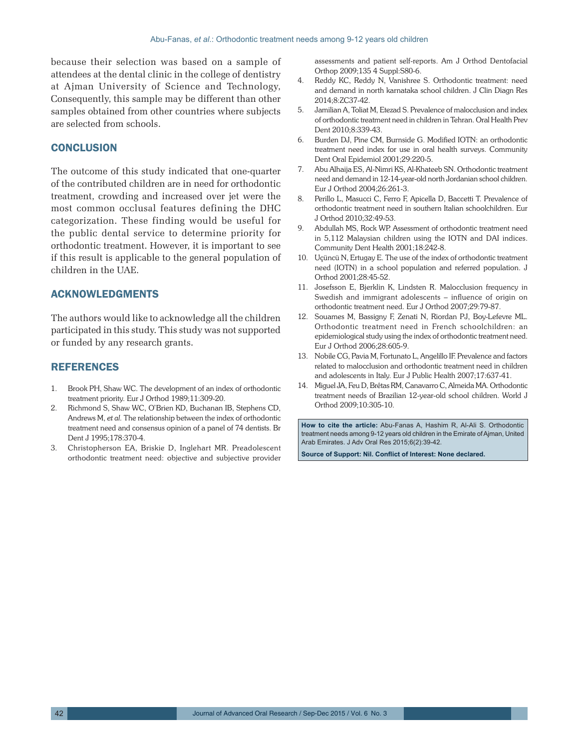because their selection was based on a sample of attendees at the dental clinic in the college of dentistry at Ajman University of Science and Technology, Consequently, this sample may be different than other samples obtained from other countries where subjects are selected from schools.

## CONCLUSION

The outcome of this study indicated that one-quarter of the contributed children are in need for orthodontic treatment, crowding and increased over jet were the most common occlusal features defining the DHC categorization. These finding would be useful for the public dental service to determine priority for orthodontic treatment. However, it is important to see if this result is applicable to the general population of children in the UAE.

## ACKNOWLEDGMENTS

The authors would like to acknowledge all the children participated in this study. This study was not supported or funded by any research grants.

## REFERENCES

1. Brook PH, Shaw WC. The development of an index of orthodontic treatment priority. Eur J Orthod 1989;11:309-20.
2. Richmond S, Shaw WC, O'Brien KD, Buchanan IB, Stephens CD, Andrews M, *et al.* The relationship between the index of orthodontic treatment need and consensus opinion of a panel of 74 dentists. Br Dent J 1995;178:370-4.
3. Christopherson EA, Briskie D, Inglehart MR. Preadolescent orthodontic treatment need: objective and subjective provider assessments and patient self-reports. Am J Orthod Dentofacial Orthop 2009;135 4 Suppl:S80-6.
4. Reddy KC, Reddy N, Vanishree S. Orthodontic treatment: need and demand in north karnataka school children. J Clin Diagn Res 2014;8:ZC37-42.
5. Jamilian A, Toliat M, Etezad S. Prevalence of malocclusion and index of orthodontic treatment need in children in Tehran. Oral Health Prev Dent 2010;8:339-43.
6. Burden DJ, Pine CM, Burnside G. Modified IOTN: an orthodontic treatment need index for use in oral health surveys. Community Dent Oral Epidemiol 2001;29:220-5.
7. Abu Alhaija ES, Al-Nimri KS, Al-Khateeb SN. Orthodontic treatment need and demand in 12-14-year-old north Jordanian school children. Eur J Orthod 2004;26:261-3.
8. Perillo L, Masucci C, Ferro F, Apicella D, Baccetti T. Prevalence of orthodontic treatment need in southern Italian schoolchildren. Eur J Orthod 2010;32:49-53.
9. Abdullah MS, Rock WP. Assessment of orthodontic treatment need in 5,112 Malaysian children using the IOTN and DAI indices. Community Dent Health 2001;18:242-8.
10. Uçüncü N, Ertugay E. The use of the index of orthodontic treatment need (IOTN) in a school population and referred population. J Orthod 2001;28:45-52.
11. Josefsson E, Bjerklin K, Lindsten R. Malocclusion frequency in Swedish and immigrant adolescents – influence of origin on orthodontic treatment need. Eur J Orthod 2007;29:79-87.
12. Souames M, Bassigny F, Zenati N, Riordan PJ, Boy-Lefevre ML. Orthodontic treatment need in French schoolchildren: an epidemiological study using the index of orthodontic treatment need. Eur J Orthod 2006;28:605-9.
13. Nobile CG, Pavia M, Fortunato L, Angelillo IF. Prevalence and factors related to malocclusion and orthodontic treatment need in children and adolescents in Italy. Eur J Public Health 2007;17:637-41.
14. Miguel JA, Feu D, Brêtas RM, Canavarro C, Almeida MA. Orthodontic treatment needs of Brazilian 12-year-old school children. World J Orthod 2009;10:305-10.

**How to cite the article:** Abu-Fanas A, Hashim R, Al-Ali S. Orthodontic treatment needs among 9-12 years old children in the Emirate of Ajman, United Arab Emirates. J Adv Oral Res 2015;6(2):39-42.

**Source of Support: Nil. Conflict of Interest: None declared.**